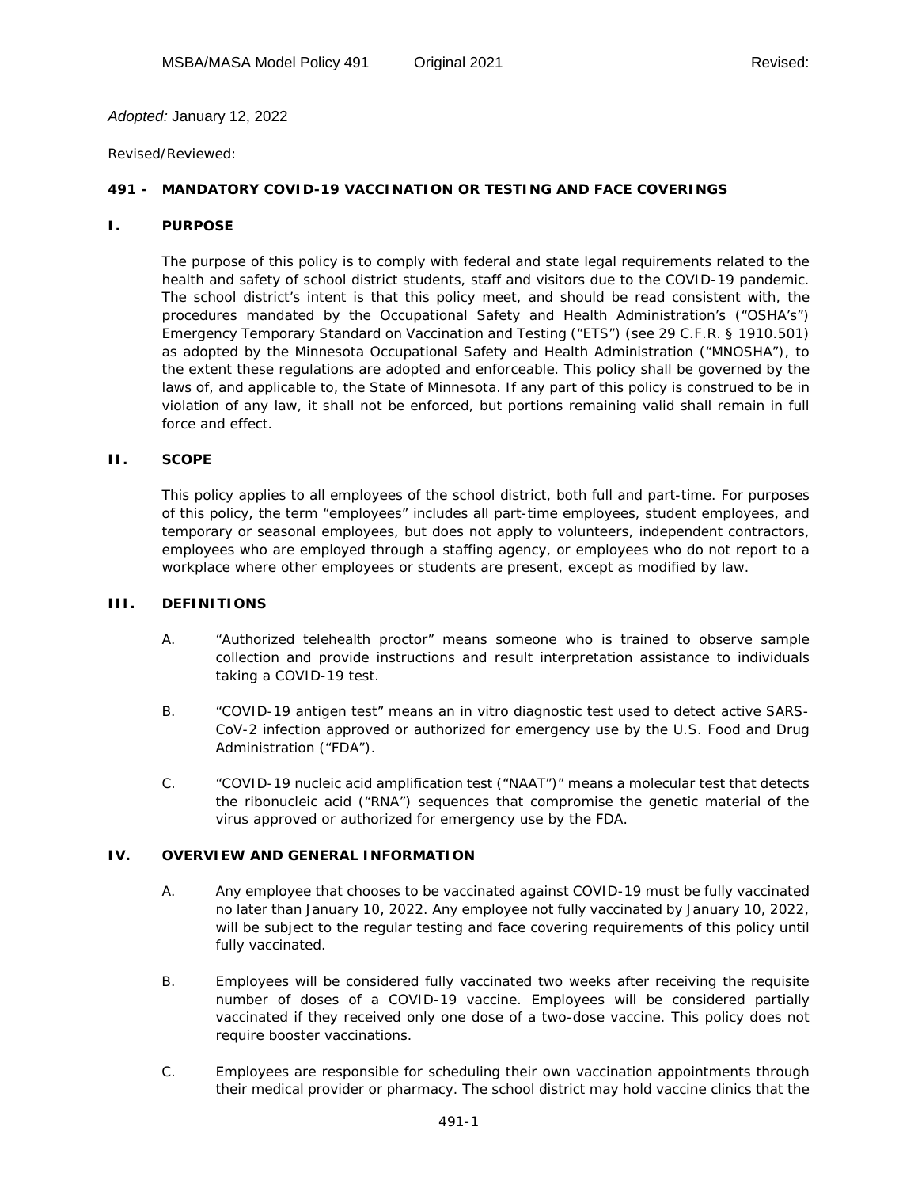*Adopted:* January 12, 2022

Revised/Reviewed:

# 491 - MANDATORY COVID-19 VACCINATION OR TESTING AND FACE COVERINGS

## I. PURPOSE

The purpose of this policy is to comply with federal and state legal requirements related to the health and safety of school district students, staff and visitors due to the COVID-19 pandemic. The school district's intent is that this policy meet, and should be read consistent with, the procedures mandated by the Occupational Safety and Health Administration's ("OSHA's") Emergency Temporary Standard on Vaccination and Testing ("ETS") (see 29 C.F.R. § 1910.501) as adopted by the Minnesota Occupational Safety and Health Administration ("MNOSHA"), to the extent these regulations are adopted and enforceable. This policy shall be governed by the laws of, and applicable to, the State of Minnesota. If any part of this policy is construed to be in violation of any law, it shall not be enforced, but portions remaining valid shall remain in full force and effect.

## II. SCOPE

This policy applies to all employees of the school district, both full and part-time. For purposes of this policy, the term "employees" includes all part-time employees, student employees, and temporary or seasonal employees, but does not apply to volunteers, independent contractors, employees who are employed through a staffing agency, or employees who do not report to a workplace where other employees or students are present, except as modified by law.

## III. DEFINITIONS

A. "Authorized telehealth proctor" means someone who is trained to observe sample collection and provide instructions and result interpretation assistance to individuals taking a COVID-19 test.

B. "COVID-19 antigen test" means an in vitro diagnostic test used to detect active SARS-CoV-2 infection approved or authorized for emergency use by the U.S. Food and Drug Administration ("FDA").

C. "COVID-19 nucleic acid amplification test ("NAAT")" means a molecular test that detects the ribonucleic acid ("RNA") sequences that compromise the genetic material of the virus approved or authorized for emergency use by the FDA.

## IV. OVERVIEW AND GENERAL INFORMATION

A. Any employee that chooses to be vaccinated against COVID-19 must be fully vaccinated no later than January 10, 2022. Any employee not fully vaccinated by January 10, 2022, will be subject to the regular testing and face covering requirements of this policy until fully vaccinated.

B. Employees will be considered fully vaccinated two weeks after receiving the requisite number of doses of a COVID-19 vaccine. Employees will be considered partially vaccinated if they received only one dose of a two-dose vaccine. This policy does not require booster vaccinations.

C. Employees are responsible for scheduling their own vaccination appointments through their medical provider or pharmacy. The school district may hold vaccine clinics that the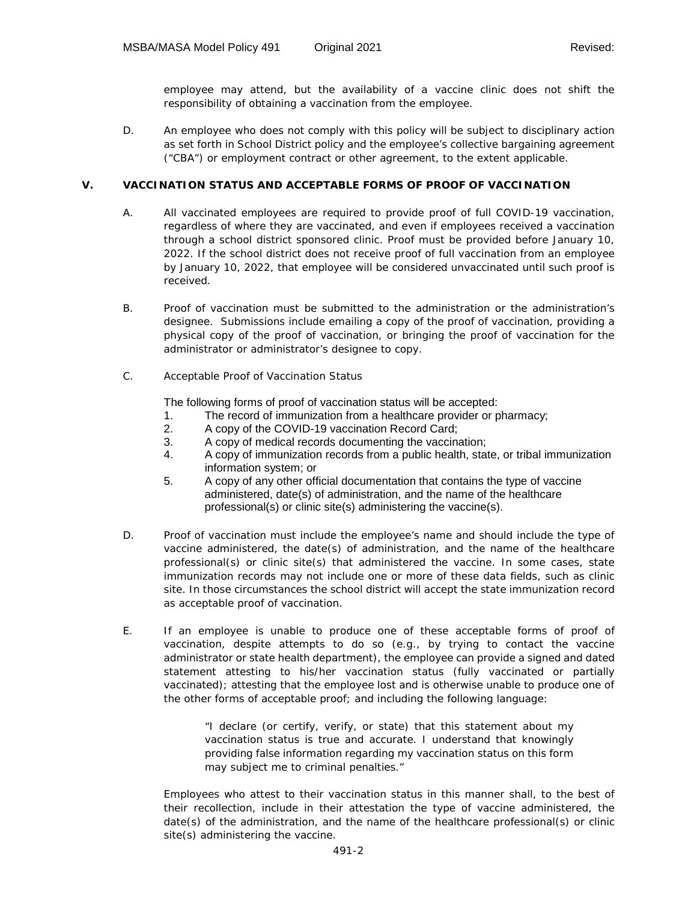employee may attend, but the availability of a vaccine clinic does not shift the responsibility of obtaining a vaccination from the employee.

D. An employee who does not comply with this policy will be subject to disciplinary action as set forth in School District policy and the employee's collective bargaining agreement ("CBA") or employment contract or other agreement, to the extent applicable.

## V. VACCINATION STATUS AND ACCEPTABLE FORMS OF PROOF OF VACCINATION

A. All vaccinated employees are required to provide proof of full COVID-19 vaccination, regardless of where they are vaccinated, and even if employees received a vaccination through a school district sponsored clinic. Proof must be provided before January 10, 2022. If the school district does not receive proof of full vaccination from an employee by January 10, 2022, that employee will be considered unvaccinated until such proof is received.

B. Proof of vaccination must be submitted to the administration or the administration's designee. Submissions include emailing a copy of the proof of vaccination, providing a physical copy of the proof of vaccination, or bringing the proof of vaccination for the administrator or administrator's designee to copy.

C. Acceptable Proof of Vaccination Status

The following forms of proof of vaccination status will be accepted:

1. The record of immunization from a healthcare provider or pharmacy;
2. A copy of the COVID-19 vaccination Record Card;
3. A copy of medical records documenting the vaccination;
4. A copy of immunization records from a public health, state, or tribal immunization information system; or
5. A copy of any other official documentation that contains the type of vaccine administered, date(s) of administration, and the name of the healthcare professional(s) or clinic site(s) administering the vaccine(s).

D. Proof of vaccination must include the employee's name and should include the type of vaccine administered, the date(s) of administration, and the name of the healthcare professional(s) or clinic site(s) that administered the vaccine. In some cases, state immunization records may not include one or more of these data fields, such as clinic site. In those circumstances the school district will accept the state immunization record as acceptable proof of vaccination.

E. If an employee is unable to produce one of these acceptable forms of proof of vaccination, despite attempts to do so (e.g., by trying to contact the vaccine administrator or state health department), the employee can provide a signed and dated statement attesting to his/her vaccination status (fully vaccinated or partially vaccinated); attesting that the employee lost and is otherwise unable to produce one of the other forms of acceptable proof; and including the following language:

> "I declare (or certify, verify, or state) that this statement about my vaccination status is true and accurate. I understand that knowingly providing false information regarding my vaccination status on this form may subject me to criminal penalties."

Employees who attest to their vaccination status in this manner shall, to the best of their recollection, include in their attestation the type of vaccine administered, the date(s) of the administration, and the name of the healthcare professional(s) or clinic site(s) administering the vaccine.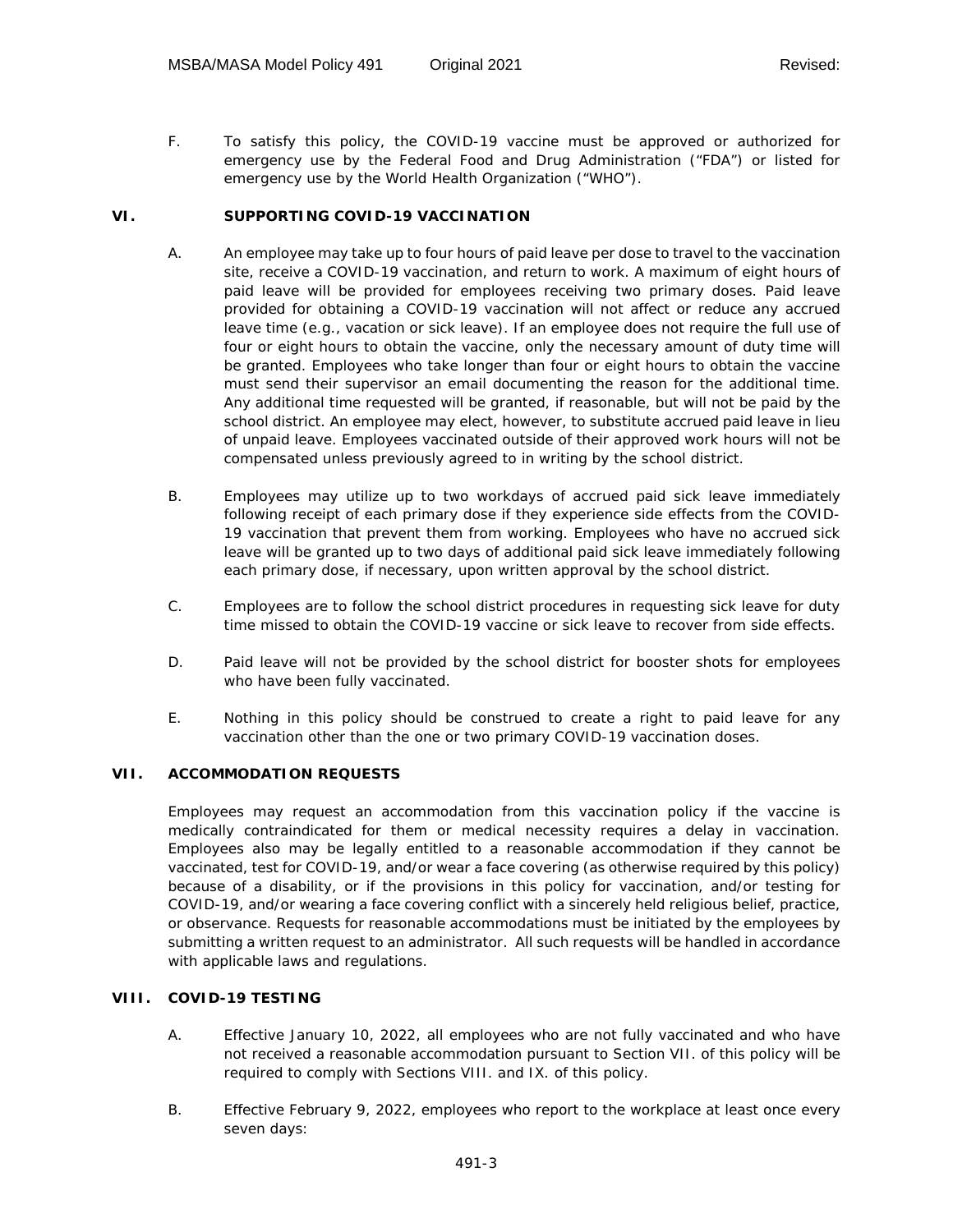F. To satisfy this policy, the COVID-19 vaccine must be approved or authorized for emergency use by the Federal Food and Drug Administration ("FDA") or listed for emergency use by the World Health Organization ("WHO").

## VI. SUPPORTING COVID-19 VACCINATION

A. An employee may take up to four hours of paid leave per dose to travel to the vaccination site, receive a COVID-19 vaccination, and return to work. A maximum of eight hours of paid leave will be provided for employees receiving two primary doses. Paid leave provided for obtaining a COVID-19 vaccination will not affect or reduce any accrued leave time (e.g., vacation or sick leave). If an employee does not require the full use of four or eight hours to obtain the vaccine, only the necessary amount of duty time will be granted. Employees who take longer than four or eight hours to obtain the vaccine must send their supervisor an email documenting the reason for the additional time. Any additional time requested will be granted, if reasonable, but will not be paid by the school district. An employee may elect, however, to substitute accrued paid leave in lieu of unpaid leave. Employees vaccinated outside of their approved work hours will not be compensated unless previously agreed to in writing by the school district.

B. Employees may utilize up to two workdays of accrued paid sick leave immediately following receipt of each primary dose if they experience side effects from the COVID-19 vaccination that prevent them from working. Employees who have no accrued sick leave will be granted up to two days of additional paid sick leave immediately following each primary dose, if necessary, upon written approval by the school district.

C. Employees are to follow the school district procedures in requesting sick leave for duty time missed to obtain the COVID-19 vaccine or sick leave to recover from side effects.

D. Paid leave will not be provided by the school district for booster shots for employees who have been fully vaccinated.

E. Nothing in this policy should be construed to create a right to paid leave for any vaccination other than the one or two primary COVID-19 vaccination doses.

## VII. ACCOMMODATION REQUESTS

Employees may request an accommodation from this vaccination policy if the vaccine is medically contraindicated for them or medical necessity requires a delay in vaccination. Employees also may be legally entitled to a reasonable accommodation if they cannot be vaccinated, test for COVID-19, and/or wear a face covering (as otherwise required by this policy) because of a disability, or if the provisions in this policy for vaccination, and/or testing for COVID-19, and/or wearing a face covering conflict with a sincerely held religious belief, practice, or observance. Requests for reasonable accommodations must be initiated by the employees by submitting a written request to an administrator. All such requests will be handled in accordance with applicable laws and regulations.

## VIII. COVID-19 TESTING

A. Effective January 10, 2022, all employees who are not fully vaccinated and who have not received a reasonable accommodation pursuant to Section VII. of this policy will be required to comply with Sections VIII. and IX. of this policy.

B. Effective February 9, 2022, employees who report to the workplace at least once every seven days: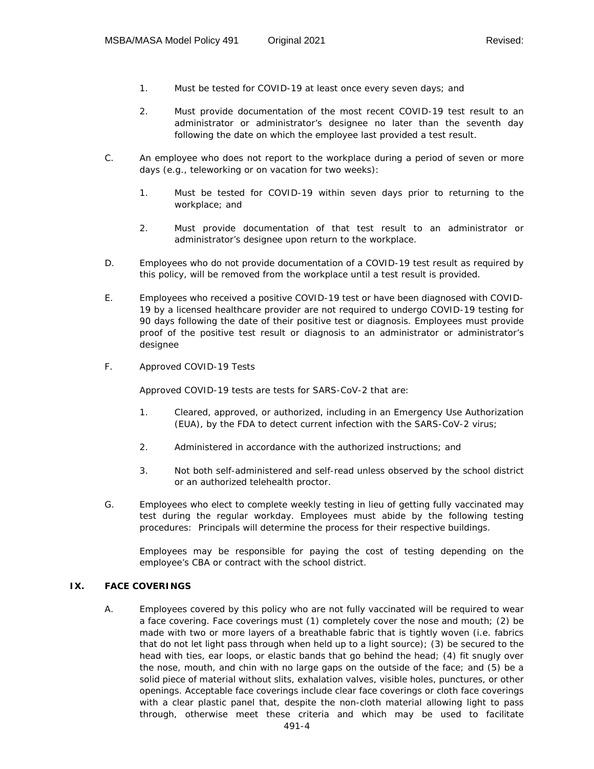1. Must be tested for COVID-19 at least once every seven days; and

2. Must provide documentation of the most recent COVID-19 test result to an administrator or administrator's designee no later than the seventh day following the date on which the employee last provided a test result.

C. An employee who does not report to the workplace during a period of seven or more days (e.g., teleworking or on vacation for two weeks):

1. Must be tested for COVID-19 within seven days prior to returning to the workplace; and

2. Must provide documentation of that test result to an administrator or administrator's designee upon return to the workplace.

D. Employees who do not provide documentation of a COVID-19 test result as required by this policy, will be removed from the workplace until a test result is provided.

E. Employees who received a positive COVID-19 test or have been diagnosed with COVID-19 by a licensed healthcare provider are not required to undergo COVID-19 testing for 90 days following the date of their positive test or diagnosis. Employees must provide proof of the positive test result or diagnosis to an administrator or administrator's designee

F. Approved COVID-19 Tests

Approved COVID-19 tests are tests for SARS-CoV-2 that are:

1. Cleared, approved, or authorized, including in an Emergency Use Authorization (EUA), by the FDA to detect current infection with the SARS-CoV-2 virus;

2. Administered in accordance with the authorized instructions; and

3. Not both self-administered and self-read unless observed by the school district or an authorized telehealth proctor.

G. Employees who elect to complete weekly testing in lieu of getting fully vaccinated may test during the regular workday. Employees must abide by the following testing procedures: Principals will determine the process for their respective buildings.

Employees may be responsible for paying the cost of testing depending on the employee's CBA or contract with the school district.

## IX. FACE COVERINGS

A. Employees covered by this policy who are not fully vaccinated will be required to wear a face covering. Face coverings must (1) completely cover the nose and mouth; (2) be made with two or more layers of a breathable fabric that is tightly woven (i.e. fabrics that do not let light pass through when held up to a light source); (3) be secured to the head with ties, ear loops, or elastic bands that go behind the head; (4) fit snugly over the nose, mouth, and chin with no large gaps on the outside of the face; and (5) be a solid piece of material without slits, exhalation valves, visible holes, punctures, or other openings. Acceptable face coverings include clear face coverings or cloth face coverings with a clear plastic panel that, despite the non-cloth material allowing light to pass through, otherwise meet these criteria and which may be used to facilitate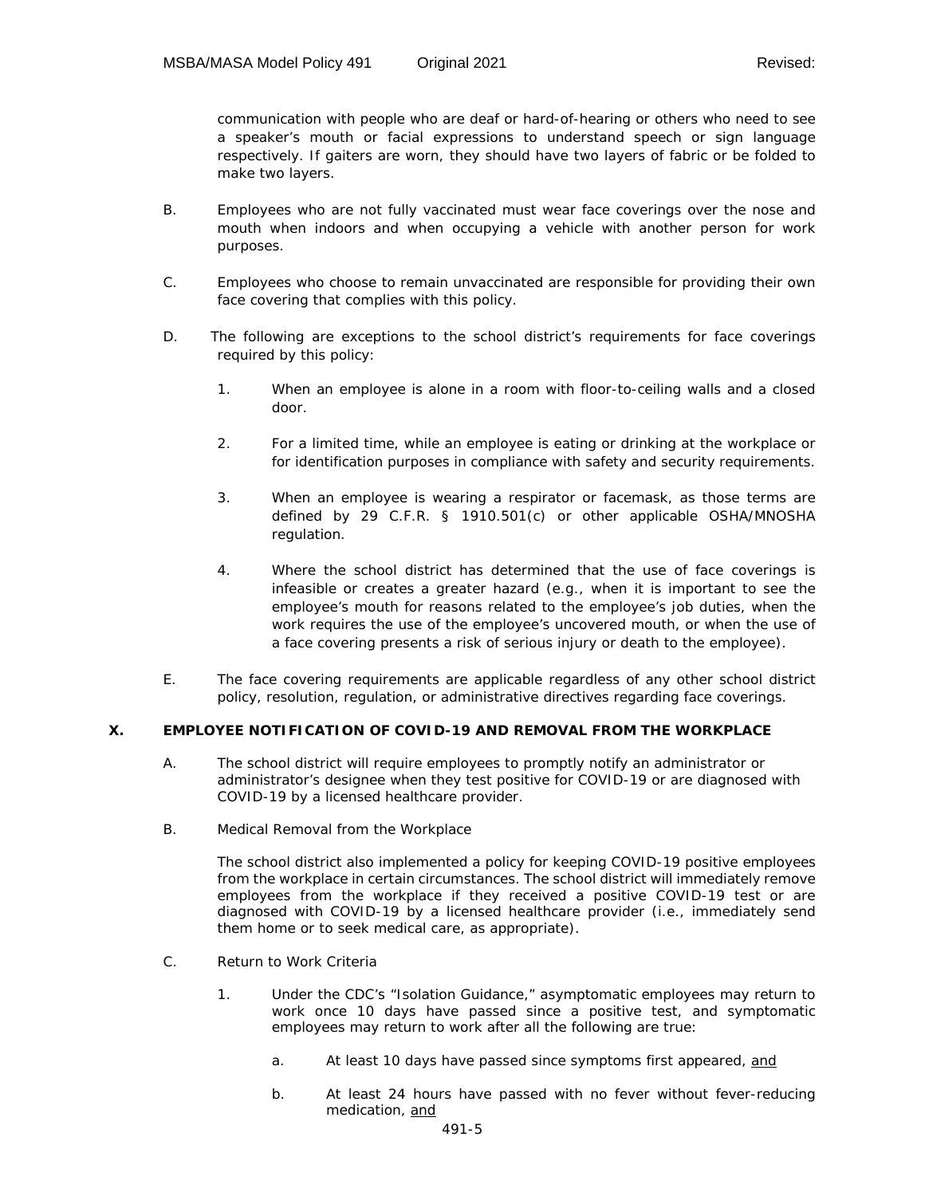communication with people who are deaf or hard-of-hearing or others who need to see a speaker's mouth or facial expressions to understand speech or sign language respectively. If gaiters are worn, they should have two layers of fabric or be folded to make two layers.

B. Employees who are not fully vaccinated must wear face coverings over the nose and mouth when indoors and when occupying a vehicle with another person for work purposes.

C. Employees who choose to remain unvaccinated are responsible for providing their own face covering that complies with this policy.

D. The following are exceptions to the school district's requirements for face coverings required by this policy:

1. When an employee is alone in a room with floor-to-ceiling walls and a closed door.

2. For a limited time, while an employee is eating or drinking at the workplace or for identification purposes in compliance with safety and security requirements.

3. When an employee is wearing a respirator or facemask, as those terms are defined by 29 C.F.R. § 1910.501(c) or other applicable OSHA/MNOSHA regulation.

4. Where the school district has determined that the use of face coverings is infeasible or creates a greater hazard (e.g., when it is important to see the employee's mouth for reasons related to the employee's job duties, when the work requires the use of the employee's uncovered mouth, or when the use of a face covering presents a risk of serious injury or death to the employee).

E. The face covering requirements are applicable regardless of any other school district policy, resolution, regulation, or administrative directives regarding face coverings.

## X. EMPLOYEE NOTIFICATION OF COVID-19 AND REMOVAL FROM THE WORKPLACE

A. The school district will require employees to promptly notify an administrator or administrator's designee when they test positive for COVID-19 or are diagnosed with COVID-19 by a licensed healthcare provider.

B. Medical Removal from the Workplace

The school district also implemented a policy for keeping COVID-19 positive employees from the workplace in certain circumstances. The school district will immediately remove employees from the workplace if they received a positive COVID-19 test or are diagnosed with COVID-19 by a licensed healthcare provider (i.e., immediately send them home or to seek medical care, as appropriate).

C. Return to Work Criteria

1. Under the CDC's "Isolation Guidance," asymptomatic employees may return to work once 10 days have passed since a positive test, and symptomatic employees may return to work after all the following are true:

   a. At least 10 days have passed since symptoms first appeared, and

   b. At least 24 hours have passed with no fever without fever-reducing medication, and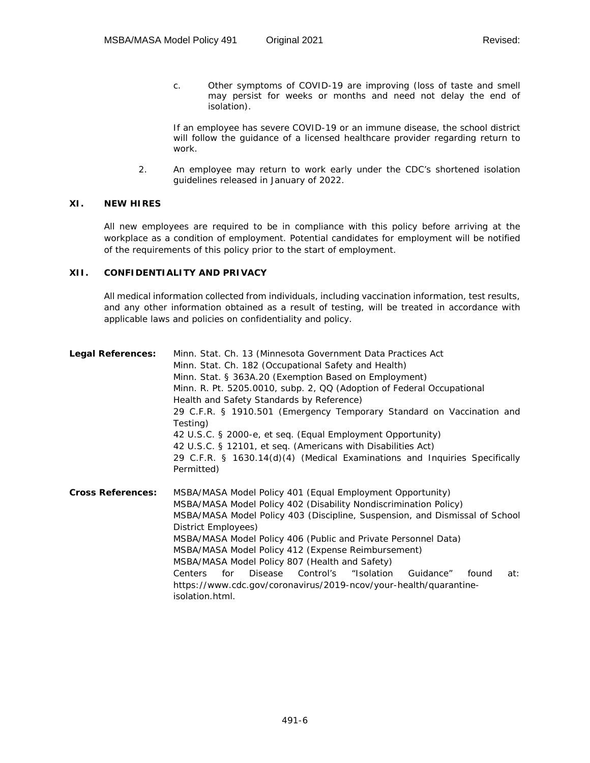c. Other symptoms of COVID-19 are improving (loss of taste and smell may persist for weeks or months and need not delay the end of isolation).

If an employee has severe COVID-19 or an immune disease, the school district will follow the guidance of a licensed healthcare provider regarding return to work.

2. An employee may return to work early under the CDC's shortened isolation guidelines released in January of 2022.

## XI. NEW HIRES

All new employees are required to be in compliance with this policy before arriving at the workplace as a condition of employment. Potential candidates for employment will be notified of the requirements of this policy prior to the start of employment.

## XII. CONFIDENTIALITY AND PRIVACY

All medical information collected from individuals, including vaccination information, test results, and any other information obtained as a result of testing, will be treated in accordance with applicable laws and policies on confidentiality and policy.

**Legal References:**
Minn. Stat. Ch. 13 (Minnesota Government Data Practices Act
Minn. Stat. Ch. 182 (Occupational Safety and Health)
Minn. Stat. § 363A.20 (Exemption Based on Employment)
Minn. R. Pt. 5205.0010, subp. 2, QQ (Adoption of Federal Occupational Health and Safety Standards by Reference)
29 C.F.R. § 1910.501 (Emergency Temporary Standard on Vaccination and Testing)
42 U.S.C. § 2000-e, et seq. (Equal Employment Opportunity)
42 U.S.C. § 12101, et seq. (Americans with Disabilities Act)
29 C.F.R. § 1630.14(d)(4) (Medical Examinations and Inquiries Specifically Permitted)

**Cross References:**
MSBA/MASA Model Policy 401 (Equal Employment Opportunity)
MSBA/MASA Model Policy 402 (Disability Nondiscrimination Policy)
MSBA/MASA Model Policy 403 (Discipline, Suspension, and Dismissal of School District Employees)
MSBA/MASA Model Policy 406 (Public and Private Personnel Data)
MSBA/MASA Model Policy 412 (Expense Reimbursement)
MSBA/MASA Model Policy 807 (Health and Safety)
Centers for Disease Control's "Isolation Guidance" found at: https://www.cdc.gov/coronavirus/2019-ncov/your-health/quarantine-isolation.html.